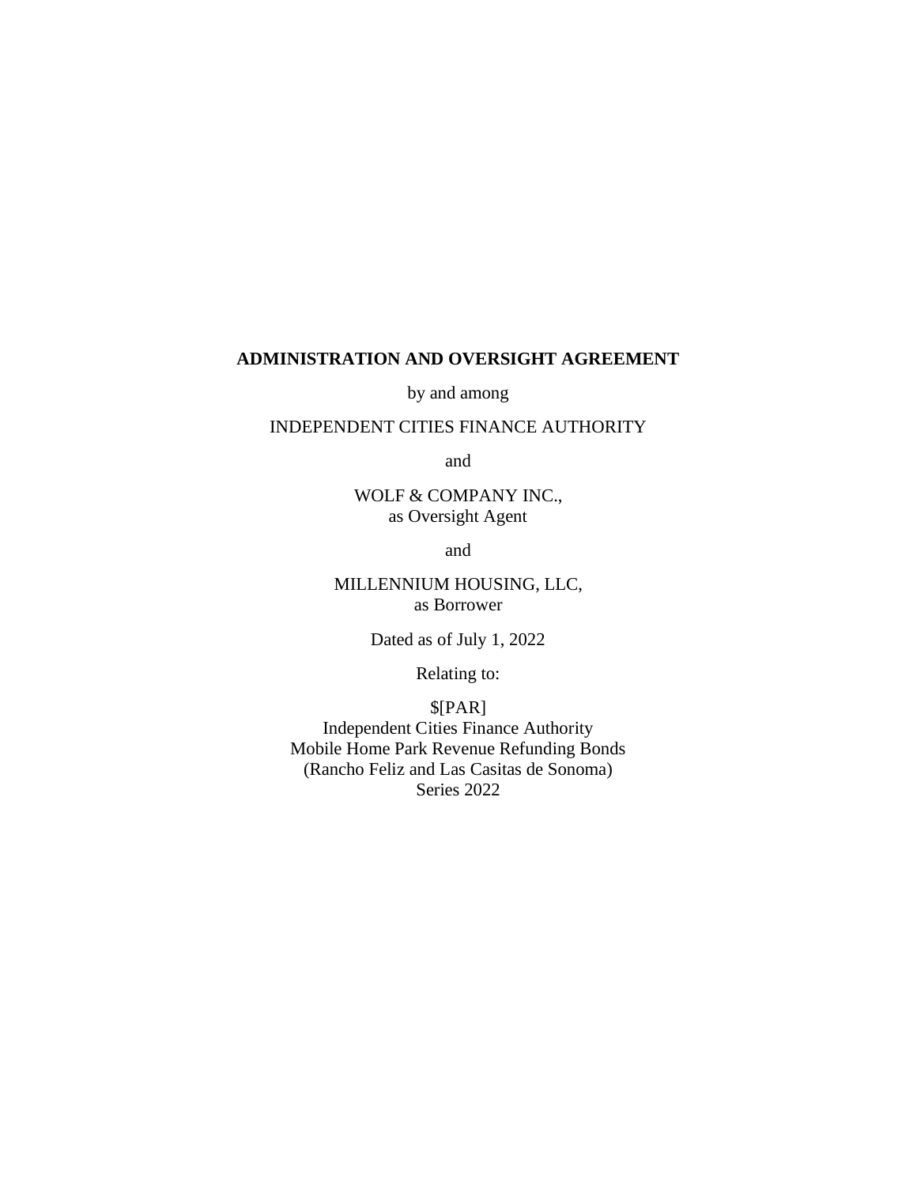# ADMINISTRATION AND OVERSIGHT AGREEMENT

by and among

INDEPENDENT CITIES FINANCE AUTHORITY

and

WOLF & COMPANY INC.,
as Oversight Agent

and

MILLENNIUM HOUSING, LLC,
as Borrower

Dated as of July 1, 2022

Relating to:

$[PAR]
Independent Cities Finance Authority
Mobile Home Park Revenue Refunding Bonds
(Rancho Feliz and Las Casitas de Sonoma)
Series 2022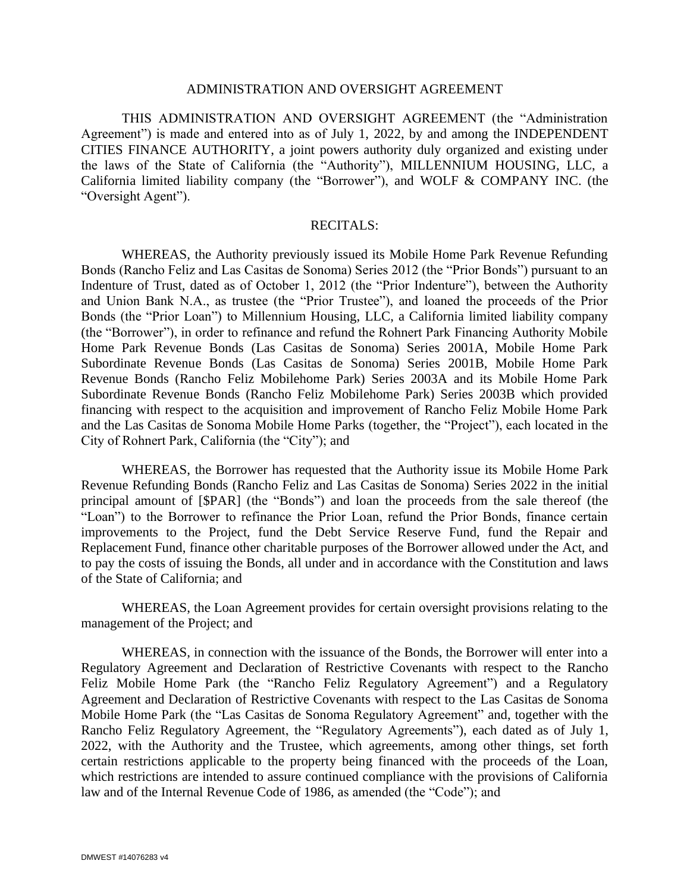# ADMINISTRATION AND OVERSIGHT AGREEMENT

THIS ADMINISTRATION AND OVERSIGHT AGREEMENT (the "Administration Agreement") is made and entered into as of July 1, 2022, by and among the INDEPENDENT CITIES FINANCE AUTHORITY, a joint powers authority duly organized and existing under the laws of the State of California (the "Authority"), MILLENNIUM HOUSING, LLC, a California limited liability company (the "Borrower"), and WOLF & COMPANY INC. (the "Oversight Agent").

## RECITALS:

WHEREAS, the Authority previously issued its Mobile Home Park Revenue Refunding Bonds (Rancho Feliz and Las Casitas de Sonoma) Series 2012 (the "Prior Bonds") pursuant to an Indenture of Trust, dated as of October 1, 2012 (the "Prior Indenture"), between the Authority and Union Bank N.A., as trustee (the "Prior Trustee"), and loaned the proceeds of the Prior Bonds (the "Prior Loan") to Millennium Housing, LLC, a California limited liability company (the "Borrower"), in order to refinance and refund the Rohnert Park Financing Authority Mobile Home Park Revenue Bonds (Las Casitas de Sonoma) Series 2001A, Mobile Home Park Subordinate Revenue Bonds (Las Casitas de Sonoma) Series 2001B, Mobile Home Park Revenue Bonds (Rancho Feliz Mobilehome Park) Series 2003A and its Mobile Home Park Subordinate Revenue Bonds (Rancho Feliz Mobilehome Park) Series 2003B which provided financing with respect to the acquisition and improvement of Rancho Feliz Mobile Home Park and the Las Casitas de Sonoma Mobile Home Parks (together, the "Project"), each located in the City of Rohnert Park, California (the "City"); and

WHEREAS, the Borrower has requested that the Authority issue its Mobile Home Park Revenue Refunding Bonds (Rancho Feliz and Las Casitas de Sonoma) Series 2022 in the initial principal amount of [$PAR] (the "Bonds") and loan the proceeds from the sale thereof (the "Loan") to the Borrower to refinance the Prior Loan, refund the Prior Bonds, finance certain improvements to the Project, fund the Debt Service Reserve Fund, fund the Repair and Replacement Fund, finance other charitable purposes of the Borrower allowed under the Act, and to pay the costs of issuing the Bonds, all under and in accordance with the Constitution and laws of the State of California; and

WHEREAS, the Loan Agreement provides for certain oversight provisions relating to the management of the Project; and

WHEREAS, in connection with the issuance of the Bonds, the Borrower will enter into a Regulatory Agreement and Declaration of Restrictive Covenants with respect to the Rancho Feliz Mobile Home Park (the "Rancho Feliz Regulatory Agreement") and a Regulatory Agreement and Declaration of Restrictive Covenants with respect to the Las Casitas de Sonoma Mobile Home Park (the "Las Casitas de Sonoma Regulatory Agreement" and, together with the Rancho Feliz Regulatory Agreement, the "Regulatory Agreements"), each dated as of July 1, 2022, with the Authority and the Trustee, which agreements, among other things, set forth certain restrictions applicable to the property being financed with the proceeds of the Loan, which restrictions are intended to assure continued compliance with the provisions of California law and of the Internal Revenue Code of 1986, as amended (the "Code"); and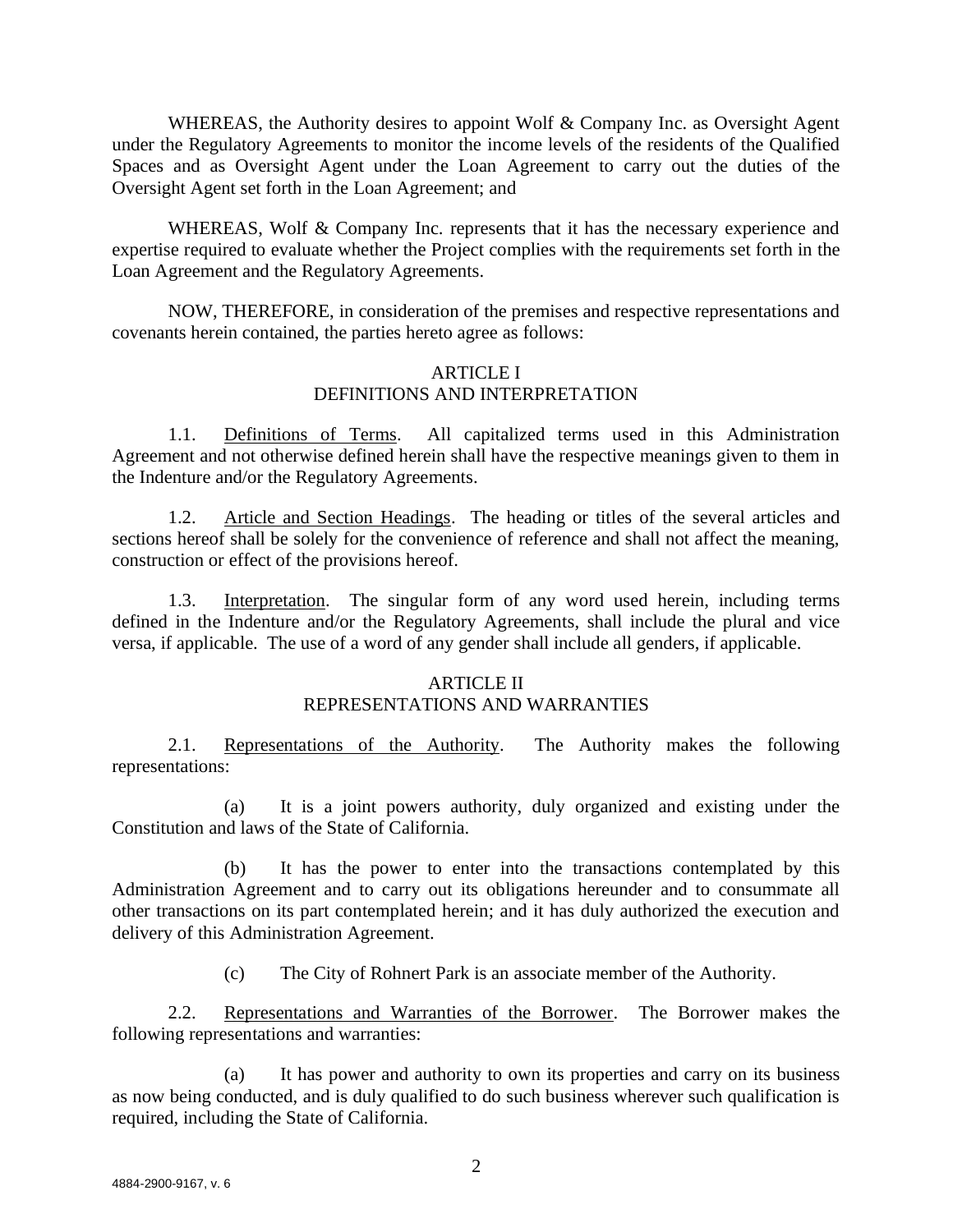WHEREAS, the Authority desires to appoint Wolf & Company Inc. as Oversight Agent under the Regulatory Agreements to monitor the income levels of the residents of the Qualified Spaces and as Oversight Agent under the Loan Agreement to carry out the duties of the Oversight Agent set forth in the Loan Agreement; and

WHEREAS, Wolf & Company Inc. represents that it has the necessary experience and expertise required to evaluate whether the Project complies with the requirements set forth in the Loan Agreement and the Regulatory Agreements.

NOW, THEREFORE, in consideration of the premises and respective representations and covenants herein contained, the parties hereto agree as follows:

## ARTICLE I
## DEFINITIONS AND INTERPRETATION

1.1. Definitions of Terms. All capitalized terms used in this Administration Agreement and not otherwise defined herein shall have the respective meanings given to them in the Indenture and/or the Regulatory Agreements.

1.2. Article and Section Headings. The heading or titles of the several articles and sections hereof shall be solely for the convenience of reference and shall not affect the meaning, construction or effect of the provisions hereof.

1.3. Interpretation. The singular form of any word used herein, including terms defined in the Indenture and/or the Regulatory Agreements, shall include the plural and vice versa, if applicable. The use of a word of any gender shall include all genders, if applicable.

## ARTICLE II
## REPRESENTATIONS AND WARRANTIES

2.1. Representations of the Authority. The Authority makes the following representations:

(a) It is a joint powers authority, duly organized and existing under the Constitution and laws of the State of California.

(b) It has the power to enter into the transactions contemplated by this Administration Agreement and to carry out its obligations hereunder and to consummate all other transactions on its part contemplated herein; and it has duly authorized the execution and delivery of this Administration Agreement.

(c) The City of Rohnert Park is an associate member of the Authority.

2.2. Representations and Warranties of the Borrower. The Borrower makes the following representations and warranties:

(a) It has power and authority to own its properties and carry on its business as now being conducted, and is duly qualified to do such business wherever such qualification is required, including the State of California.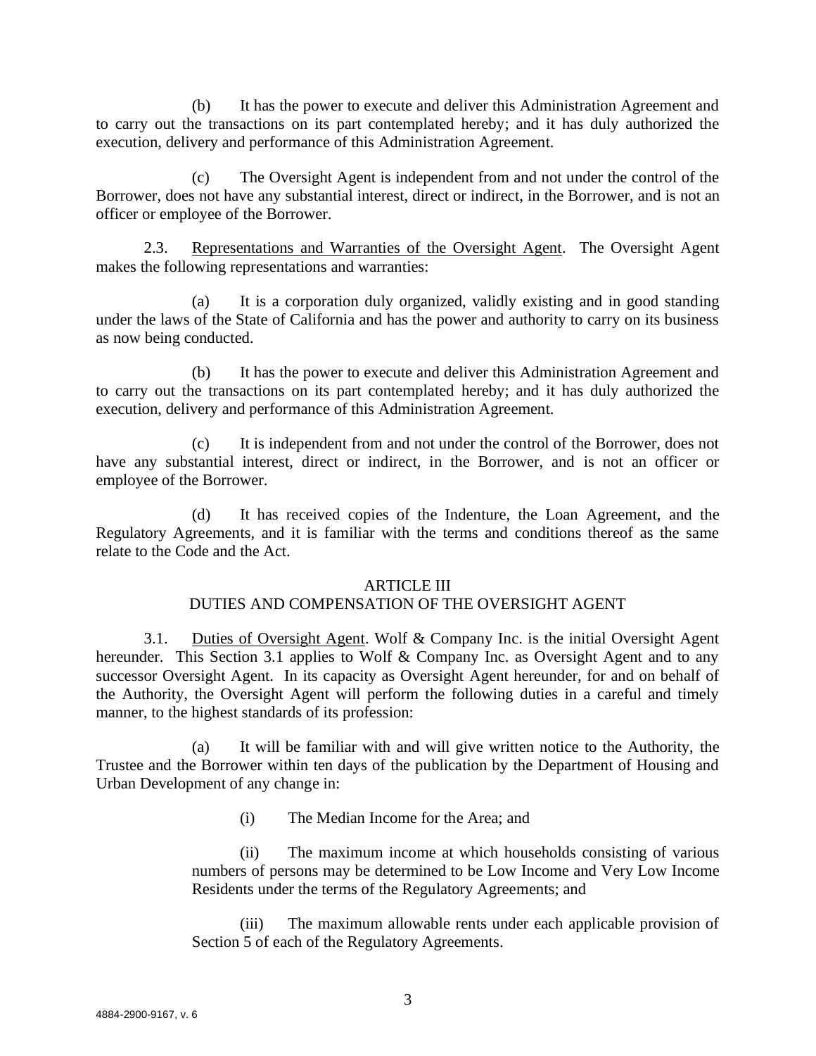(b) It has the power to execute and deliver this Administration Agreement and to carry out the transactions on its part contemplated hereby; and it has duly authorized the execution, delivery and performance of this Administration Agreement.

(c) The Oversight Agent is independent from and not under the control of the Borrower, does not have any substantial interest, direct or indirect, in the Borrower, and is not an officer or employee of the Borrower.

2.3. Representations and Warranties of the Oversight Agent. The Oversight Agent makes the following representations and warranties:

(a) It is a corporation duly organized, validly existing and in good standing under the laws of the State of California and has the power and authority to carry on its business as now being conducted.

(b) It has the power to execute and deliver this Administration Agreement and to carry out the transactions on its part contemplated hereby; and it has duly authorized the execution, delivery and performance of this Administration Agreement.

(c) It is independent from and not under the control of the Borrower, does not have any substantial interest, direct or indirect, in the Borrower, and is not an officer or employee of the Borrower.

(d) It has received copies of the Indenture, the Loan Agreement, and the Regulatory Agreements, and it is familiar with the terms and conditions thereof as the same relate to the Code and the Act.

## ARTICLE III
## DUTIES AND COMPENSATION OF THE OVERSIGHT AGENT

3.1. Duties of Oversight Agent. Wolf & Company Inc. is the initial Oversight Agent hereunder. This Section 3.1 applies to Wolf & Company Inc. as Oversight Agent and to any successor Oversight Agent. In its capacity as Oversight Agent hereunder, for and on behalf of the Authority, the Oversight Agent will perform the following duties in a careful and timely manner, to the highest standards of its profession:

(a) It will be familiar with and will give written notice to the Authority, the Trustee and the Borrower within ten days of the publication by the Department of Housing and Urban Development of any change in:

(i) The Median Income for the Area; and

(ii) The maximum income at which households consisting of various numbers of persons may be determined to be Low Income and Very Low Income Residents under the terms of the Regulatory Agreements; and

(iii) The maximum allowable rents under each applicable provision of Section 5 of each of the Regulatory Agreements.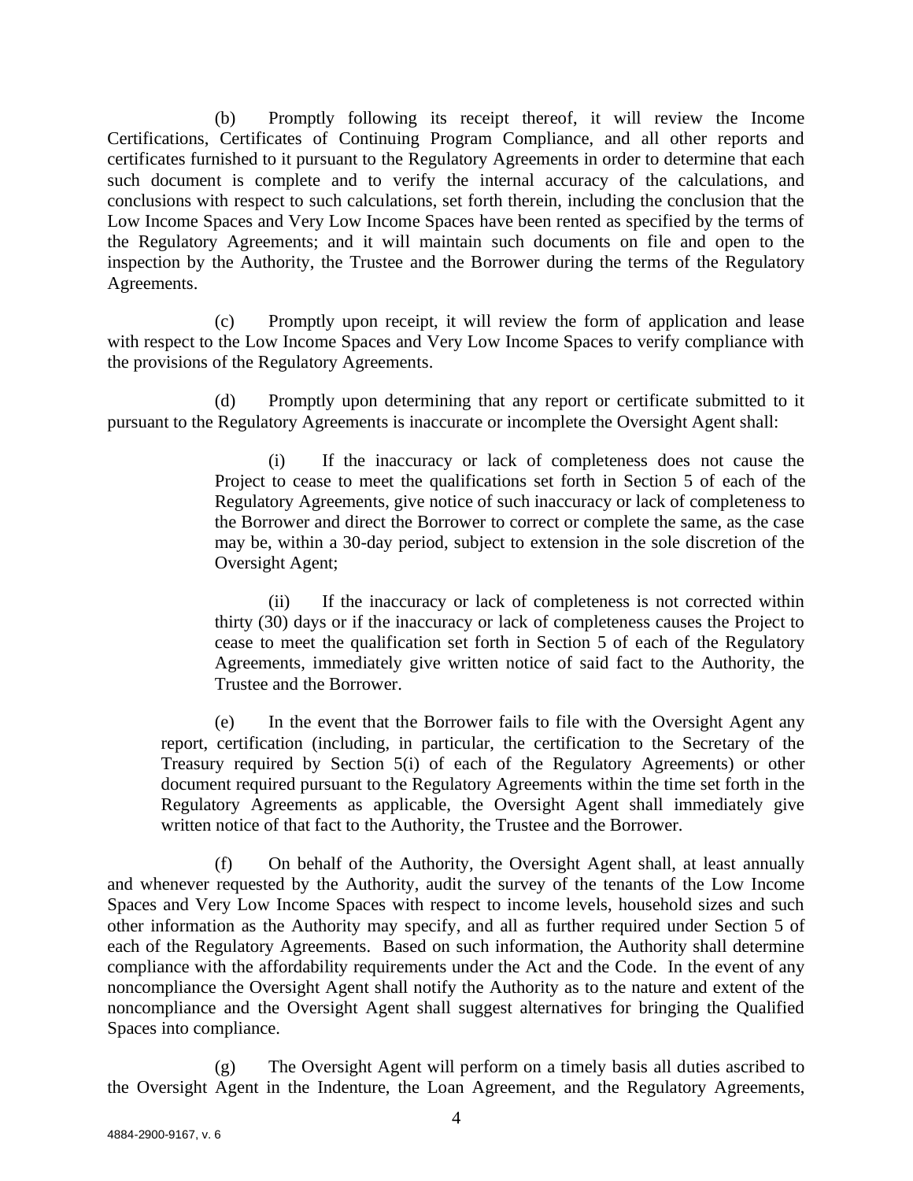(b) Promptly following its receipt thereof, it will review the Income Certifications, Certificates of Continuing Program Compliance, and all other reports and certificates furnished to it pursuant to the Regulatory Agreements in order to determine that each such document is complete and to verify the internal accuracy of the calculations, and conclusions with respect to such calculations, set forth therein, including the conclusion that the Low Income Spaces and Very Low Income Spaces have been rented as specified by the terms of the Regulatory Agreements; and it will maintain such documents on file and open to the inspection by the Authority, the Trustee and the Borrower during the terms of the Regulatory Agreements.

(c) Promptly upon receipt, it will review the form of application and lease with respect to the Low Income Spaces and Very Low Income Spaces to verify compliance with the provisions of the Regulatory Agreements.

(d) Promptly upon determining that any report or certificate submitted to it pursuant to the Regulatory Agreements is inaccurate or incomplete the Oversight Agent shall:

> (i) If the inaccuracy or lack of completeness does not cause the Project to cease to meet the qualifications set forth in Section 5 of each of the Regulatory Agreements, give notice of such inaccuracy or lack of completeness to the Borrower and direct the Borrower to correct or complete the same, as the case may be, within a 30-day period, subject to extension in the sole discretion of the Oversight Agent;
>
> (ii) If the inaccuracy or lack of completeness is not corrected within thirty (30) days or if the inaccuracy or lack of completeness causes the Project to cease to meet the qualification set forth in Section 5 of each of the Regulatory Agreements, immediately give written notice of said fact to the Authority, the Trustee and the Borrower.

(e) In the event that the Borrower fails to file with the Oversight Agent any report, certification (including, in particular, the certification to the Secretary of the Treasury required by Section 5(i) of each of the Regulatory Agreements) or other document required pursuant to the Regulatory Agreements within the time set forth in the Regulatory Agreements as applicable, the Oversight Agent shall immediately give written notice of that fact to the Authority, the Trustee and the Borrower.

(f) On behalf of the Authority, the Oversight Agent shall, at least annually and whenever requested by the Authority, audit the survey of the tenants of the Low Income Spaces and Very Low Income Spaces with respect to income levels, household sizes and such other information as the Authority may specify, and all as further required under Section 5 of each of the Regulatory Agreements. Based on such information, the Authority shall determine compliance with the affordability requirements under the Act and the Code. In the event of any noncompliance the Oversight Agent shall notify the Authority as to the nature and extent of the noncompliance and the Oversight Agent shall suggest alternatives for bringing the Qualified Spaces into compliance.

(g) The Oversight Agent will perform on a timely basis all duties ascribed to the Oversight Agent in the Indenture, the Loan Agreement, and the Regulatory Agreements,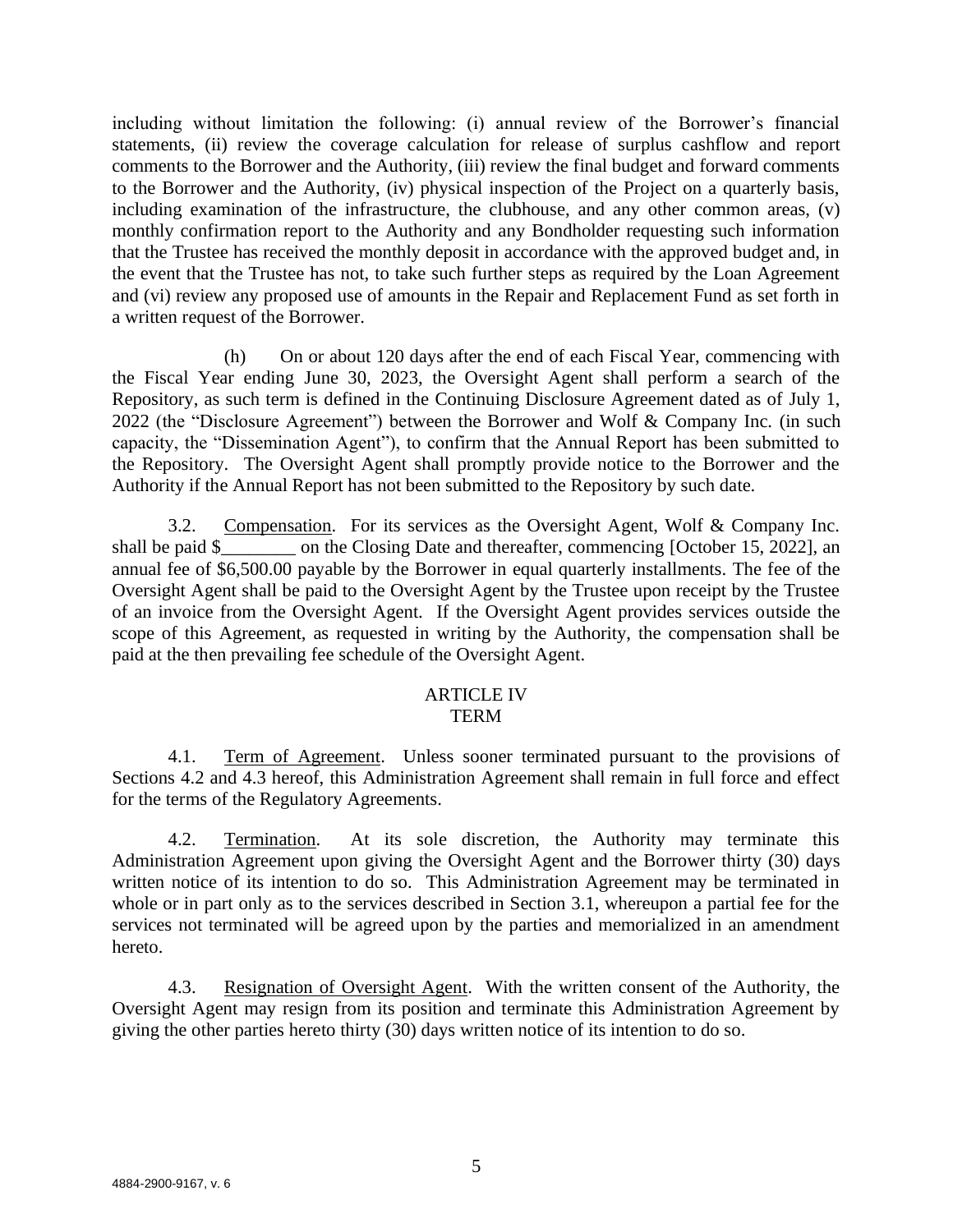including without limitation the following: (i) annual review of the Borrower's financial statements, (ii) review the coverage calculation for release of surplus cashflow and report comments to the Borrower and the Authority, (iii) review the final budget and forward comments to the Borrower and the Authority, (iv) physical inspection of the Project on a quarterly basis, including examination of the infrastructure, the clubhouse, and any other common areas, (v) monthly confirmation report to the Authority and any Bondholder requesting such information that the Trustee has received the monthly deposit in accordance with the approved budget and, in the event that the Trustee has not, to take such further steps as required by the Loan Agreement and (vi) review any proposed use of amounts in the Repair and Replacement Fund as set forth in a written request of the Borrower.

(h) On or about 120 days after the end of each Fiscal Year, commencing with the Fiscal Year ending June 30, 2023, the Oversight Agent shall perform a search of the Repository, as such term is defined in the Continuing Disclosure Agreement dated as of July 1, 2022 (the "Disclosure Agreement") between the Borrower and Wolf & Company Inc. (in such capacity, the "Dissemination Agent"), to confirm that the Annual Report has been submitted to the Repository. The Oversight Agent shall promptly provide notice to the Borrower and the Authority if the Annual Report has not been submitted to the Repository by such date.

3.2. Compensation. For its services as the Oversight Agent, Wolf & Company Inc. shall be paid $________ on the Closing Date and thereafter, commencing [October 15, 2022], an annual fee of $6,500.00 payable by the Borrower in equal quarterly installments. The fee of the Oversight Agent shall be paid to the Oversight Agent by the Trustee upon receipt by the Trustee of an invoice from the Oversight Agent. If the Oversight Agent provides services outside the scope of this Agreement, as requested in writing by the Authority, the compensation shall be paid at the then prevailing fee schedule of the Oversight Agent.

## ARTICLE IV
## TERM

4.1. Term of Agreement. Unless sooner terminated pursuant to the provisions of Sections 4.2 and 4.3 hereof, this Administration Agreement shall remain in full force and effect for the terms of the Regulatory Agreements.

4.2. Termination. At its sole discretion, the Authority may terminate this Administration Agreement upon giving the Oversight Agent and the Borrower thirty (30) days written notice of its intention to do so. This Administration Agreement may be terminated in whole or in part only as to the services described in Section 3.1, whereupon a partial fee for the services not terminated will be agreed upon by the parties and memorialized in an amendment hereto.

4.3. Resignation of Oversight Agent. With the written consent of the Authority, the Oversight Agent may resign from its position and terminate this Administration Agreement by giving the other parties hereto thirty (30) days written notice of its intention to do so.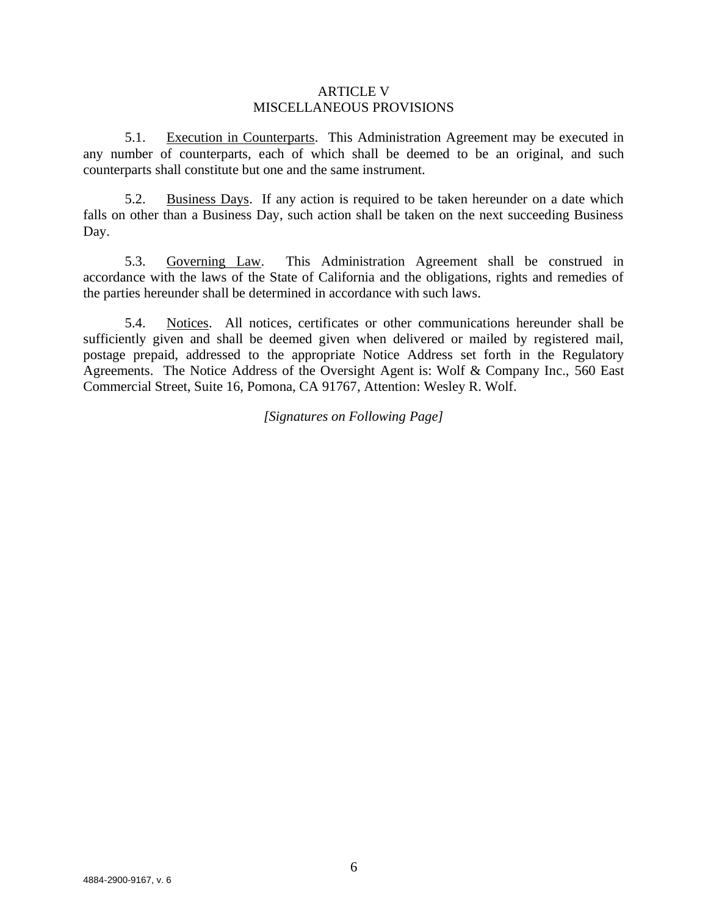## ARTICLE V
## MISCELLANEOUS PROVISIONS

5.1. Execution in Counterparts. This Administration Agreement may be executed in any number of counterparts, each of which shall be deemed to be an original, and such counterparts shall constitute but one and the same instrument.

5.2. Business Days. If any action is required to be taken hereunder on a date which falls on other than a Business Day, such action shall be taken on the next succeeding Business Day.

5.3. Governing Law. This Administration Agreement shall be construed in accordance with the laws of the State of California and the obligations, rights and remedies of the parties hereunder shall be determined in accordance with such laws.

5.4. Notices. All notices, certificates or other communications hereunder shall be sufficiently given and shall be deemed given when delivered or mailed by registered mail, postage prepaid, addressed to the appropriate Notice Address set forth in the Regulatory Agreements. The Notice Address of the Oversight Agent is: Wolf & Company Inc., 560 East Commercial Street, Suite 16, Pomona, CA 91767, Attention: Wesley R. Wolf.

*[Signatures on Following Page]*

4884-2900-9167, v. 6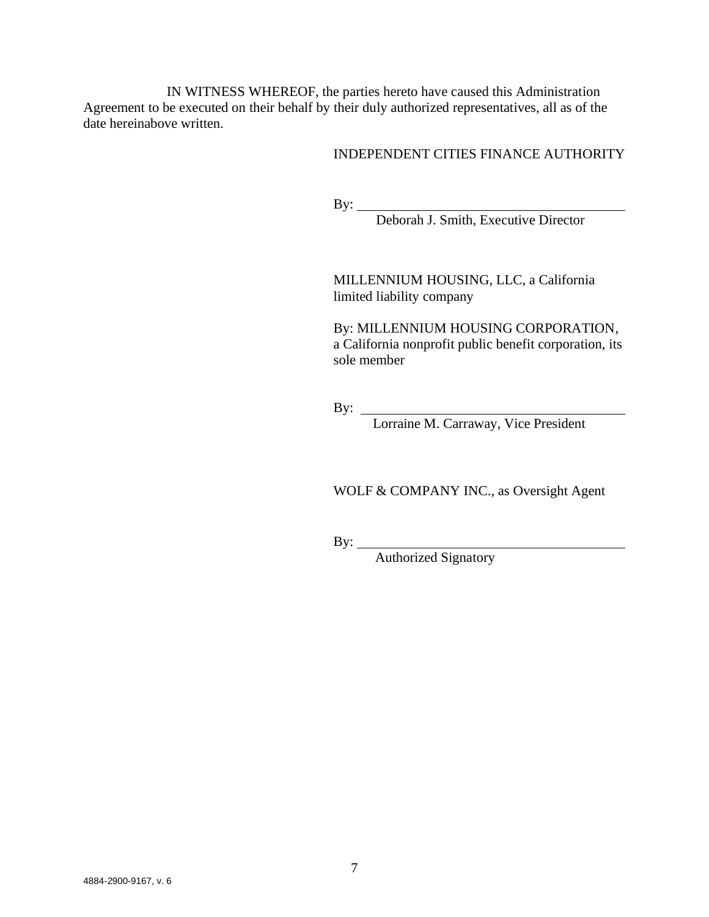IN WITNESS WHEREOF, the parties hereto have caused this Administration Agreement to be executed on their behalf by their duly authorized representatives, all as of the date hereinabove written.

INDEPENDENT CITIES FINANCE AUTHORITY

By: ________________________________________
Deborah J. Smith, Executive Director

MILLENNIUM HOUSING, LLC, a California limited liability company

By: MILLENNIUM HOUSING CORPORATION, a California nonprofit public benefit corporation, its sole member

By: ________________________________________
Lorraine M. Carraway, Vice President

WOLF & COMPANY INC., as Oversight Agent

By: ________________________________________
Authorized Signatory

4884-2900-9167, v. 6